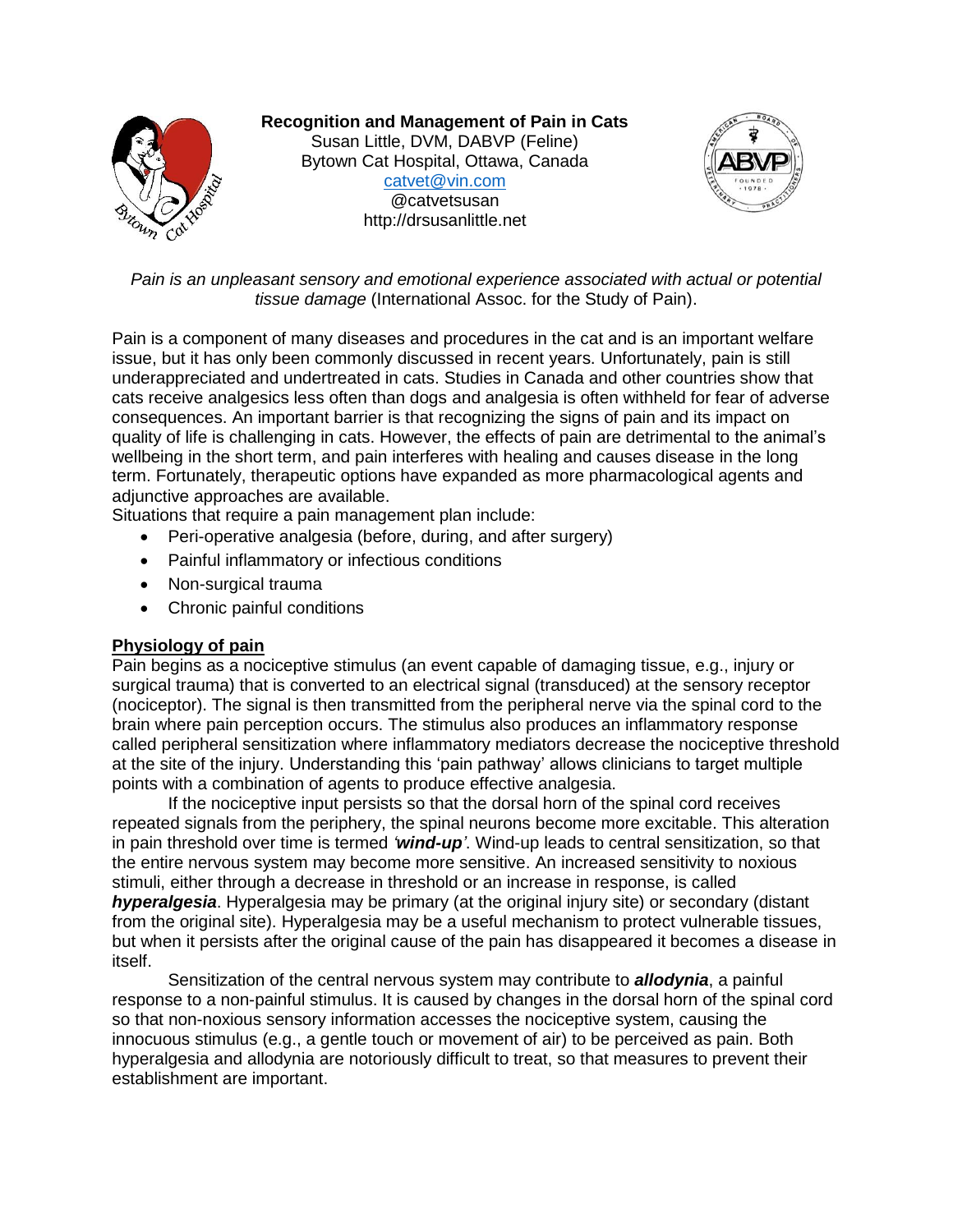# Recognition and Management of Pain in Cats

Susan Little, DVM, DABVP (Feline)
Bytown Cat Hospital, Ottawa, Canada
catvet@vin.com
@catvetsusan
http://drsusanlittle.net

*Pain is an unpleasant sensory and emotional experience associated with actual or potential tissue damage* (International Assoc. for the Study of Pain).

Pain is a component of many diseases and procedures in the cat and is an important welfare issue, but it has only been commonly discussed in recent years. Unfortunately, pain is still underappreciated and undertreated in cats. Studies in Canada and other countries show that cats receive analgesics less often than dogs and analgesia is often withheld for fear of adverse consequences. An important barrier is that recognizing the signs of pain and its impact on quality of life is challenging in cats. However, the effects of pain are detrimental to the animal's wellbeing in the short term, and pain interferes with healing and causes disease in the long term. Fortunately, therapeutic options have expanded as more pharmacological agents and adjunctive approaches are available.

Situations that require a pain management plan include:

- Peri-operative analgesia (before, during, and after surgery)
- Painful inflammatory or infectious conditions
- Non-surgical trauma
- Chronic painful conditions

## Physiology of pain

Pain begins as a nociceptive stimulus (an event capable of damaging tissue, e.g., injury or surgical trauma) that is converted to an electrical signal (transduced) at the sensory receptor (nociceptor). The signal is then transmitted from the peripheral nerve via the spinal cord to the brain where pain perception occurs. The stimulus also produces an inflammatory response called peripheral sensitization where inflammatory mediators decrease the nociceptive threshold at the site of the injury. Understanding this 'pain pathway' allows clinicians to target multiple points with a combination of agents to produce effective analgesia.

If the nociceptive input persists so that the dorsal horn of the spinal cord receives repeated signals from the periphery, the spinal neurons become more excitable. This alteration in pain threshold over time is termed *'**wind-up**'*. Wind-up leads to central sensitization, so that the entire nervous system may become more sensitive. An increased sensitivity to noxious stimuli, either through a decrease in threshold or an increase in response, is called ***hyperalgesia***. Hyperalgesia may be primary (at the original injury site) or secondary (distant from the original site). Hyperalgesia may be a useful mechanism to protect vulnerable tissues, but when it persists after the original cause of the pain has disappeared it becomes a disease in itself.

Sensitization of the central nervous system may contribute to ***allodynia***, a painful response to a non-painful stimulus. It is caused by changes in the dorsal horn of the spinal cord so that non-noxious sensory information accesses the nociceptive system, causing the innocuous stimulus (e.g., a gentle touch or movement of air) to be perceived as pain. Both hyperalgesia and allodynia are notoriously difficult to treat, so that measures to prevent their establishment are important.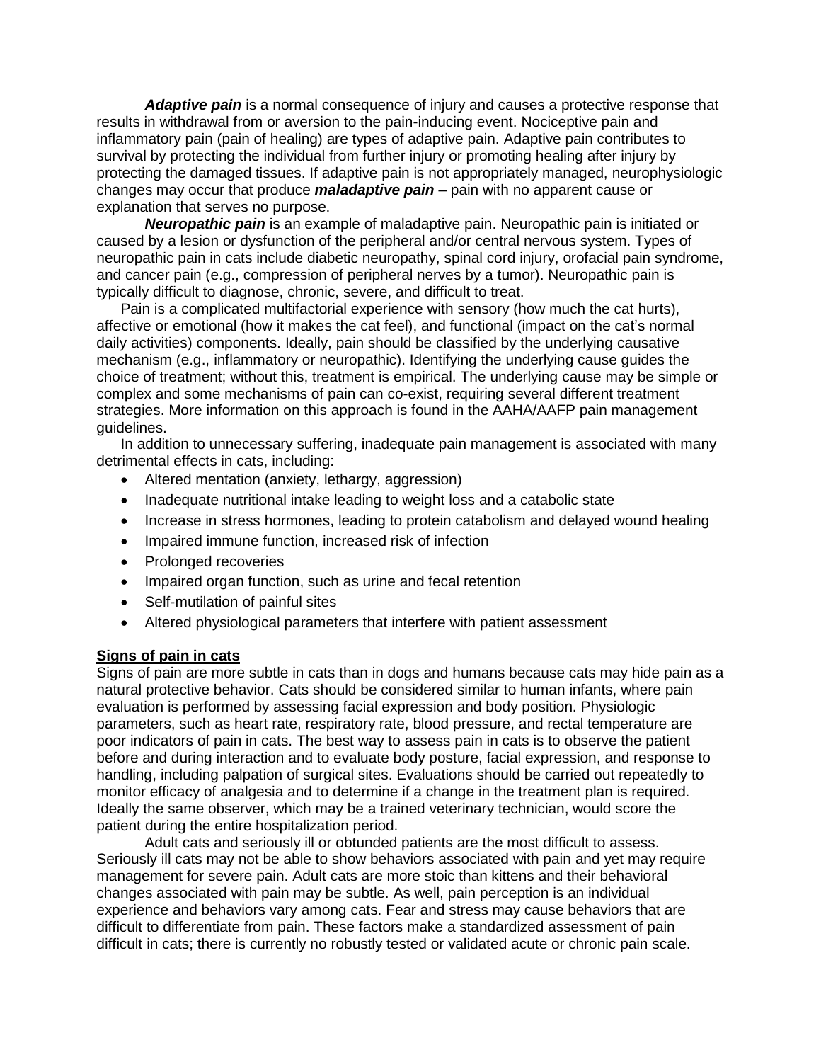***Adaptive pain*** is a normal consequence of injury and causes a protective response that results in withdrawal from or aversion to the pain-inducing event. Nociceptive pain and inflammatory pain (pain of healing) are types of adaptive pain. Adaptive pain contributes to survival by protecting the individual from further injury or promoting healing after injury by protecting the damaged tissues. If adaptive pain is not appropriately managed, neurophysiologic changes may occur that produce ***maladaptive pain*** – pain with no apparent cause or explanation that serves no purpose.

***Neuropathic pain*** is an example of maladaptive pain. Neuropathic pain is initiated or caused by a lesion or dysfunction of the peripheral and/or central nervous system. Types of neuropathic pain in cats include diabetic neuropathy, spinal cord injury, orofacial pain syndrome, and cancer pain (e.g., compression of peripheral nerves by a tumor). Neuropathic pain is typically difficult to diagnose, chronic, severe, and difficult to treat.

Pain is a complicated multifactorial experience with sensory (how much the cat hurts), affective or emotional (how it makes the cat feel), and functional (impact on the cat's normal daily activities) components. Ideally, pain should be classified by the underlying causative mechanism (e.g., inflammatory or neuropathic). Identifying the underlying cause guides the choice of treatment; without this, treatment is empirical. The underlying cause may be simple or complex and some mechanisms of pain can co-exist, requiring several different treatment strategies. More information on this approach is found in the AAHA/AAFP pain management guidelines.

In addition to unnecessary suffering, inadequate pain management is associated with many detrimental effects in cats, including:

- Altered mentation (anxiety, lethargy, aggression)
- Inadequate nutritional intake leading to weight loss and a catabolic state
- Increase in stress hormones, leading to protein catabolism and delayed wound healing
- Impaired immune function, increased risk of infection
- Prolonged recoveries
- Impaired organ function, such as urine and fecal retention
- Self-mutilation of painful sites
- Altered physiological parameters that interfere with patient assessment

## Signs of pain in cats

Signs of pain are more subtle in cats than in dogs and humans because cats may hide pain as a natural protective behavior. Cats should be considered similar to human infants, where pain evaluation is performed by assessing facial expression and body position. Physiologic parameters, such as heart rate, respiratory rate, blood pressure, and rectal temperature are poor indicators of pain in cats. The best way to assess pain in cats is to observe the patient before and during interaction and to evaluate body posture, facial expression, and response to handling, including palpation of surgical sites. Evaluations should be carried out repeatedly to monitor efficacy of analgesia and to determine if a change in the treatment plan is required. Ideally the same observer, which may be a trained veterinary technician, would score the patient during the entire hospitalization period.

Adult cats and seriously ill or obtunded patients are the most difficult to assess. Seriously ill cats may not be able to show behaviors associated with pain and yet may require management for severe pain. Adult cats are more stoic than kittens and their behavioral changes associated with pain may be subtle. As well, pain perception is an individual experience and behaviors vary among cats. Fear and stress may cause behaviors that are difficult to differentiate from pain. These factors make a standardized assessment of pain difficult in cats; there is currently no robustly tested or validated acute or chronic pain scale.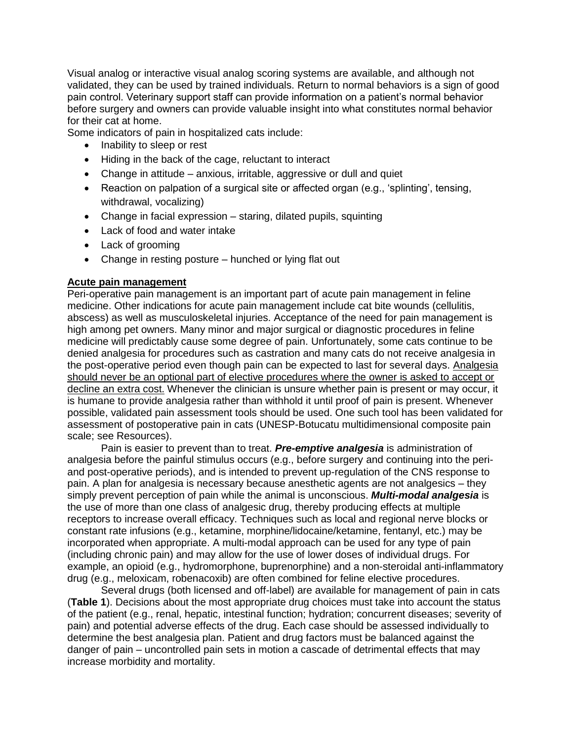Visual analog or interactive visual analog scoring systems are available, and although not validated, they can be used by trained individuals. Return to normal behaviors is a sign of good pain control. Veterinary support staff can provide information on a patient's normal behavior before surgery and owners can provide valuable insight into what constitutes normal behavior for their cat at home.

Some indicators of pain in hospitalized cats include:

- Inability to sleep or rest
- Hiding in the back of the cage, reluctant to interact
- Change in attitude – anxious, irritable, aggressive or dull and quiet
- Reaction on palpation of a surgical site or affected organ (e.g., 'splinting', tensing, withdrawal, vocalizing)
- Change in facial expression – staring, dilated pupils, squinting
- Lack of food and water intake
- Lack of grooming
- Change in resting posture – hunched or lying flat out

## Acute pain management

Peri-operative pain management is an important part of acute pain management in feline medicine. Other indications for acute pain management include cat bite wounds (cellulitis, abscess) as well as musculoskeletal injuries. Acceptance of the need for pain management is high among pet owners. Many minor and major surgical or diagnostic procedures in feline medicine will predictably cause some degree of pain. Unfortunately, some cats continue to be denied analgesia for procedures such as castration and many cats do not receive analgesia in the post-operative period even though pain can be expected to last for several days. Analgesia should never be an optional part of elective procedures where the owner is asked to accept or decline an extra cost. Whenever the clinician is unsure whether pain is present or may occur, it is humane to provide analgesia rather than withhold it until proof of pain is present. Whenever possible, validated pain assessment tools should be used. One such tool has been validated for assessment of postoperative pain in cats (UNESP-Botucatu multidimensional composite pain scale; see Resources).

Pain is easier to prevent than to treat. ***Pre-emptive analgesia*** is administration of analgesia before the painful stimulus occurs (e.g., before surgery and continuing into the peri- and post-operative periods), and is intended to prevent up-regulation of the CNS response to pain. A plan for analgesia is necessary because anesthetic agents are not analgesics – they simply prevent perception of pain while the animal is unconscious. ***Multi-modal analgesia*** is the use of more than one class of analgesic drug, thereby producing effects at multiple receptors to increase overall efficacy. Techniques such as local and regional nerve blocks or constant rate infusions (e.g., ketamine, morphine/lidocaine/ketamine, fentanyl, etc.) may be incorporated when appropriate. A multi-modal approach can be used for any type of pain (including chronic pain) and may allow for the use of lower doses of individual drugs. For example, an opioid (e.g., hydromorphone, buprenorphine) and a non-steroidal anti-inflammatory drug (e.g., meloxicam, robenacoxib) are often combined for feline elective procedures.

Several drugs (both licensed and off-label) are available for management of pain in cats (**Table 1**). Decisions about the most appropriate drug choices must take into account the status of the patient (e.g., renal, hepatic, intestinal function; hydration; concurrent diseases; severity of pain) and potential adverse effects of the drug. Each case should be assessed individually to determine the best analgesia plan. Patient and drug factors must be balanced against the danger of pain – uncontrolled pain sets in motion a cascade of detrimental effects that may increase morbidity and mortality.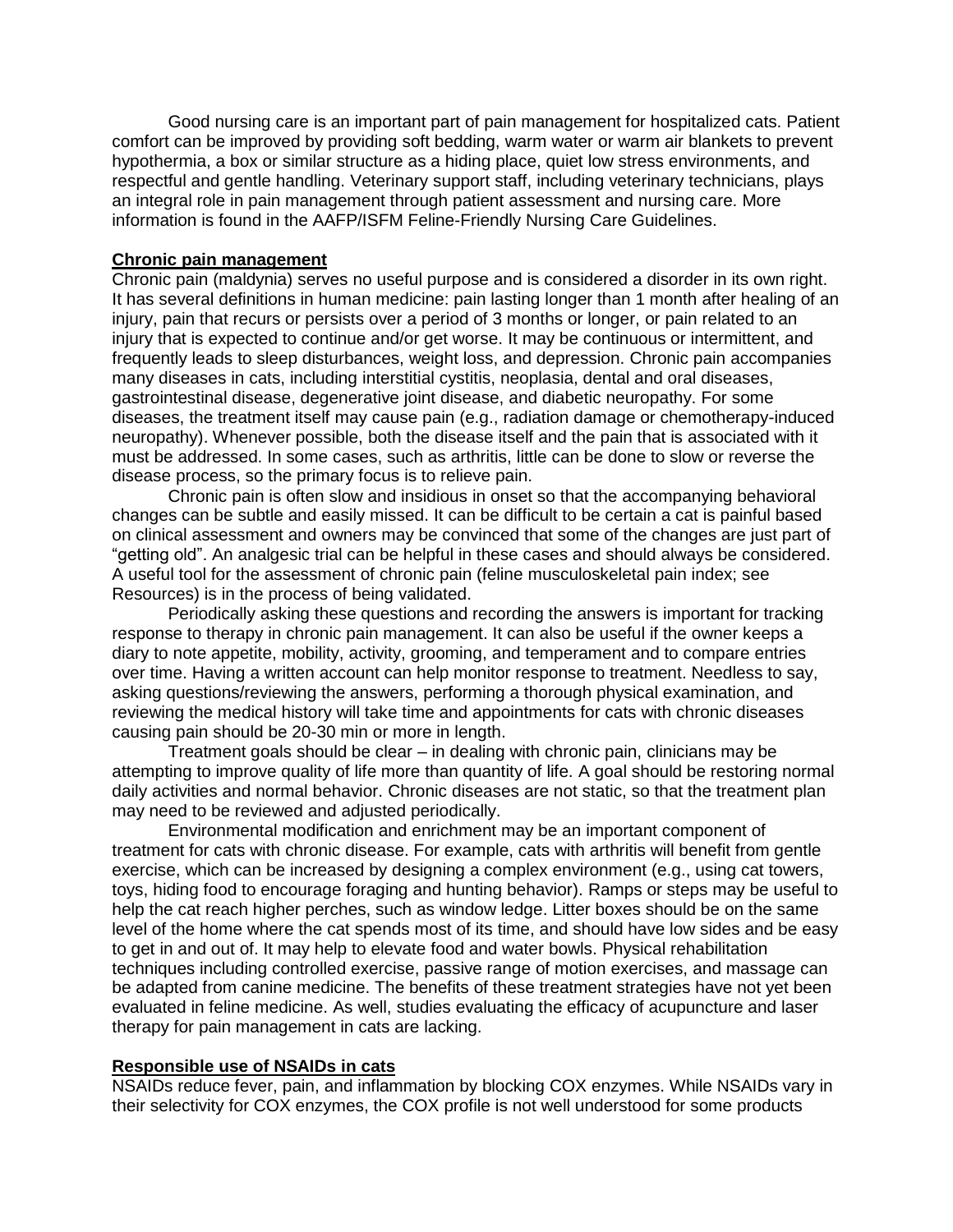Good nursing care is an important part of pain management for hospitalized cats. Patient comfort can be improved by providing soft bedding, warm water or warm air blankets to prevent hypothermia, a box or similar structure as a hiding place, quiet low stress environments, and respectful and gentle handling. Veterinary support staff, including veterinary technicians, plays an integral role in pain management through patient assessment and nursing care. More information is found in the AAFP/ISFM Feline-Friendly Nursing Care Guidelines.

**Chronic pain management**

Chronic pain (maldynia) serves no useful purpose and is considered a disorder in its own right. It has several definitions in human medicine: pain lasting longer than 1 month after healing of an injury, pain that recurs or persists over a period of 3 months or longer, or pain related to an injury that is expected to continue and/or get worse. It may be continuous or intermittent, and frequently leads to sleep disturbances, weight loss, and depression. Chronic pain accompanies many diseases in cats, including interstitial cystitis, neoplasia, dental and oral diseases, gastrointestinal disease, degenerative joint disease, and diabetic neuropathy. For some diseases, the treatment itself may cause pain (e.g., radiation damage or chemotherapy-induced neuropathy). Whenever possible, both the disease itself and the pain that is associated with it must be addressed. In some cases, such as arthritis, little can be done to slow or reverse the disease process, so the primary focus is to relieve pain.

Chronic pain is often slow and insidious in onset so that the accompanying behavioral changes can be subtle and easily missed. It can be difficult to be certain a cat is painful based on clinical assessment and owners may be convinced that some of the changes are just part of "getting old". An analgesic trial can be helpful in these cases and should always be considered. A useful tool for the assessment of chronic pain (feline musculoskeletal pain index; see Resources) is in the process of being validated.

Periodically asking these questions and recording the answers is important for tracking response to therapy in chronic pain management. It can also be useful if the owner keeps a diary to note appetite, mobility, activity, grooming, and temperament and to compare entries over time. Having a written account can help monitor response to treatment. Needless to say, asking questions/reviewing the answers, performing a thorough physical examination, and reviewing the medical history will take time and appointments for cats with chronic diseases causing pain should be 20-30 min or more in length.

Treatment goals should be clear – in dealing with chronic pain, clinicians may be attempting to improve quality of life more than quantity of life. A goal should be restoring normal daily activities and normal behavior. Chronic diseases are not static, so that the treatment plan may need to be reviewed and adjusted periodically.

Environmental modification and enrichment may be an important component of treatment for cats with chronic disease. For example, cats with arthritis will benefit from gentle exercise, which can be increased by designing a complex environment (e.g., using cat towers, toys, hiding food to encourage foraging and hunting behavior). Ramps or steps may be useful to help the cat reach higher perches, such as window ledge. Litter boxes should be on the same level of the home where the cat spends most of its time, and should have low sides and be easy to get in and out of. It may help to elevate food and water bowls. Physical rehabilitation techniques including controlled exercise, passive range of motion exercises, and massage can be adapted from canine medicine. The benefits of these treatment strategies have not yet been evaluated in feline medicine. As well, studies evaluating the efficacy of acupuncture and laser therapy for pain management in cats are lacking.

**Responsible use of NSAIDs in cats**

NSAIDs reduce fever, pain, and inflammation by blocking COX enzymes. While NSAIDs vary in their selectivity for COX enzymes, the COX profile is not well understood for some products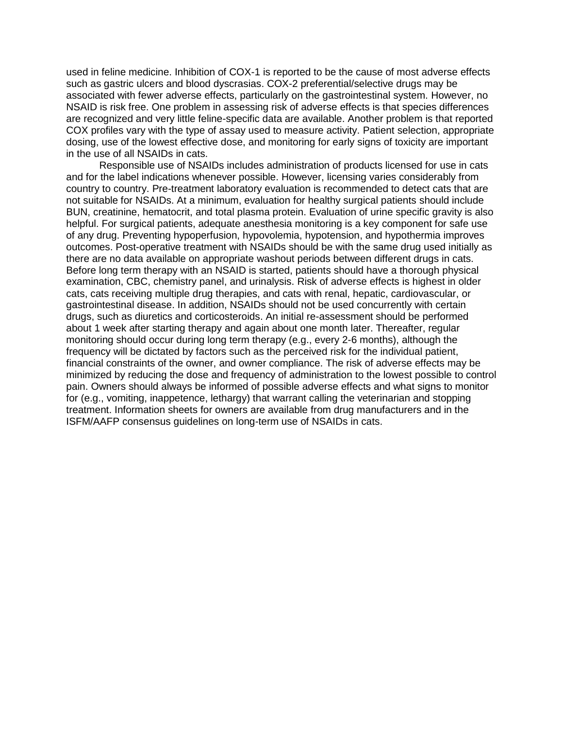used in feline medicine. Inhibition of COX-1 is reported to be the cause of most adverse effects such as gastric ulcers and blood dyscrasias. COX-2 preferential/selective drugs may be associated with fewer adverse effects, particularly on the gastrointestinal system. However, no NSAID is risk free. One problem in assessing risk of adverse effects is that species differences are recognized and very little feline-specific data are available. Another problem is that reported COX profiles vary with the type of assay used to measure activity. Patient selection, appropriate dosing, use of the lowest effective dose, and monitoring for early signs of toxicity are important in the use of all NSAIDs in cats.

Responsible use of NSAIDs includes administration of products licensed for use in cats and for the label indications whenever possible. However, licensing varies considerably from country to country. Pre-treatment laboratory evaluation is recommended to detect cats that are not suitable for NSAIDs. At a minimum, evaluation for healthy surgical patients should include BUN, creatinine, hematocrit, and total plasma protein. Evaluation of urine specific gravity is also helpful. For surgical patients, adequate anesthesia monitoring is a key component for safe use of any drug. Preventing hypoperfusion, hypovolemia, hypotension, and hypothermia improves outcomes. Post-operative treatment with NSAIDs should be with the same drug used initially as there are no data available on appropriate washout periods between different drugs in cats. Before long term therapy with an NSAID is started, patients should have a thorough physical examination, CBC, chemistry panel, and urinalysis. Risk of adverse effects is highest in older cats, cats receiving multiple drug therapies, and cats with renal, hepatic, cardiovascular, or gastrointestinal disease. In addition, NSAIDs should not be used concurrently with certain drugs, such as diuretics and corticosteroids. An initial re-assessment should be performed about 1 week after starting therapy and again about one month later. Thereafter, regular monitoring should occur during long term therapy (e.g., every 2-6 months), although the frequency will be dictated by factors such as the perceived risk for the individual patient, financial constraints of the owner, and owner compliance. The risk of adverse effects may be minimized by reducing the dose and frequency of administration to the lowest possible to control pain. Owners should always be informed of possible adverse effects and what signs to monitor for (e.g., vomiting, inappetence, lethargy) that warrant calling the veterinarian and stopping treatment. Information sheets for owners are available from drug manufacturers and in the ISFM/AAFP consensus guidelines on long-term use of NSAIDs in cats.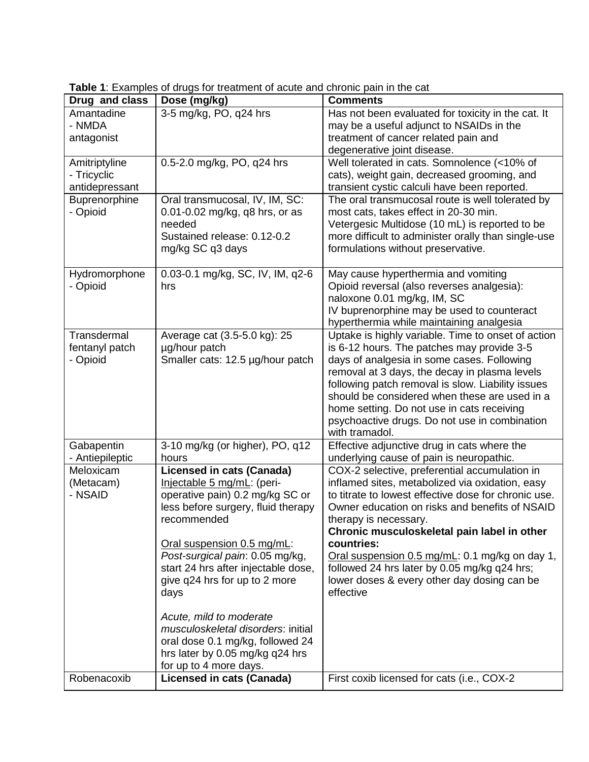**Table 1**: Examples of drugs for treatment of acute and chronic pain in the cat

| Drug and class | Dose (mg/kg) | Comments |
|---|---|---|
| Amantadine - NMDA antagonist | 3-5 mg/kg, PO, q24 hrs | Has not been evaluated for toxicity in the cat. It may be a useful adjunct to NSAIDs in the treatment of cancer related pain and degenerative joint disease. |
| Amitriptyline - Tricyclic antidepressant | 0.5-2.0 mg/kg, PO, q24 hrs | Well tolerated in cats. Somnolence (<10% of cats), weight gain, decreased grooming, and transient cystic calculi have been reported. |
| Buprenorphine - Opioid | Oral transmucosal, IV, IM, SC: 0.01-0.02 mg/kg, q8 hrs, or as needed<br>Sustained release: 0.12-0.2 mg/kg SC q3 days | The oral transmucosal route is well tolerated by most cats, takes effect in 20-30 min. Vetergesic Multidose (10 mL) is reported to be more difficult to administer orally than single-use formulations without preservative. |
| Hydromorphone - Opioid | 0.03-0.1 mg/kg, SC, IV, IM, q2-6 hrs | May cause hyperthermia and vomiting<br>Opioid reversal (also reverses analgesia): naloxone 0.01 mg/kg, IM, SC<br>IV buprenorphine may be used to counteract hyperthermia while maintaining analgesia |
| Transdermal fentanyl patch - Opioid | Average cat (3.5-5.0 kg): 25 µg/hour patch<br>Smaller cats: 12.5 µg/hour patch | Uptake is highly variable. Time to onset of action is 6-12 hours. The patches may provide 3-5 days of analgesia in some cases. Following removal at 3 days, the decay in plasma levels following patch removal is slow. Liability issues should be considered when these are used in a home setting. Do not use in cats receiving psychoactive drugs. Do not use in combination with tramadol. |
| Gabapentin - Antiepileptic | 3-10 mg/kg (or higher), PO, q12 hours | Effective adjunctive drug in cats where the underlying cause of pain is neuropathic. |
| Meloxicam (Metacam) - NSAID | **Licensed in cats (Canada)**<br>Injectable 5 mg/mL: (peri-operative pain) 0.2 mg/kg SC or less before surgery, fluid therapy recommended<br><br>Oral suspension 0.5 mg/mL:<br>*Post-surgical pain*: 0.05 mg/kg, start 24 hrs after injectable dose, give q24 hrs for up to 2 more days<br><br>*Acute, mild to moderate musculoskeletal disorders*: initial oral dose 0.1 mg/kg, followed 24 hrs later by 0.05 mg/kg q24 hrs for up to 4 more days. | COX-2 selective, preferential accumulation in inflamed sites, metabolized via oxidation, easy to titrate to lowest effective dose for chronic use. Owner education on risks and benefits of NSAID therapy is necessary.<br>**Chronic musculoskeletal pain label in other countries:**<br>Oral suspension 0.5 mg/mL: 0.1 mg/kg on day 1, followed 24 hrs later by 0.05 mg/kg q24 hrs; lower doses & every other day dosing can be effective |
| Robenacoxib | **Licensed in cats (Canada)** | First coxib licensed for cats (i.e., COX-2 |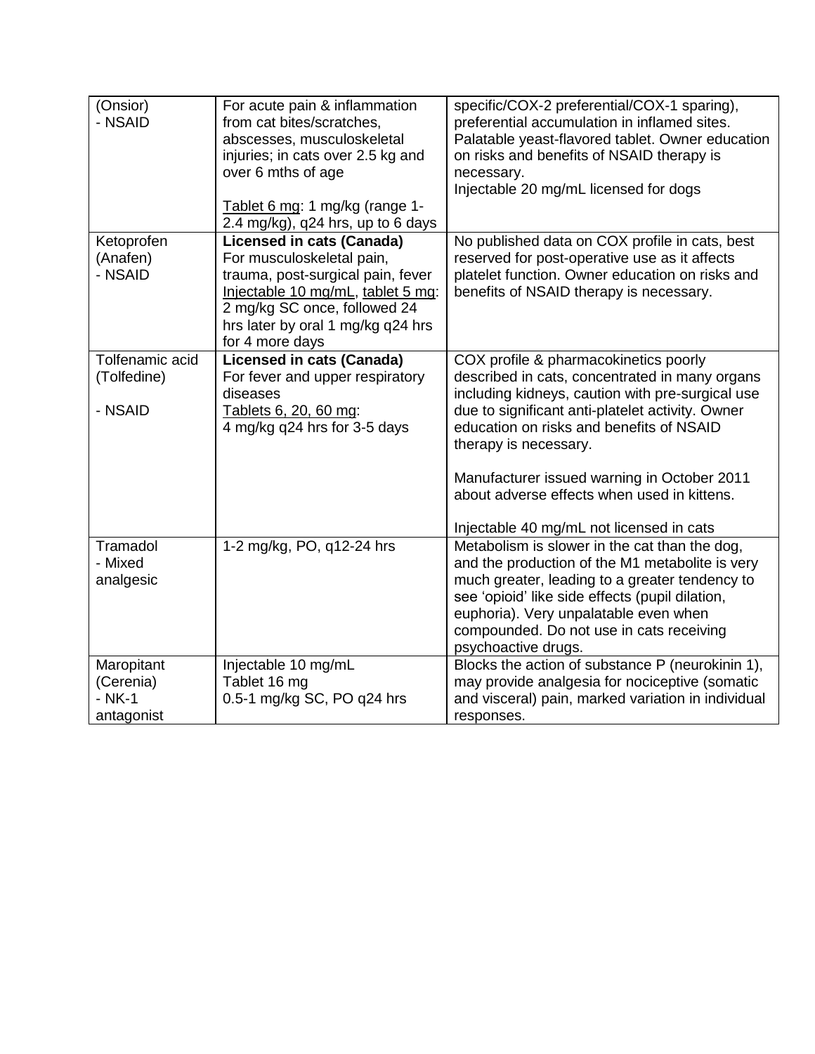| (Onsior) - NSAID | For acute pain & inflammation from cat bites/scratches, abscesses, musculoskeletal injuries; in cats over 2.5 kg and over 6 mths of age<br><br><u>Tablet 6 mg</u>: 1 mg/kg (range 1-2.4 mg/kg), q24 hrs, up to 6 days | specific/COX-2 preferential/COX-1 sparing), preferential accumulation in inflamed sites. Palatable yeast-flavored tablet. Owner education on risks and benefits of NSAID therapy is necessary.<br>Injectable 20 mg/mL licensed for dogs |
|---|---|---|
| Ketoprofen (Anafen) - NSAID | **Licensed in cats (Canada)**<br>For musculoskeletal pain, trauma, post-surgical pain, fever<br><u>Injectable 10 mg/mL</u>, <u>tablet 5 mg</u>: 2 mg/kg SC once, followed 24 hrs later by oral 1 mg/kg q24 hrs for 4 more days | No published data on COX profile in cats, best reserved for post-operative use as it affects platelet function. Owner education on risks and benefits of NSAID therapy is necessary. |
| Tolfenamic acid (Tolfedine)<br><br>- NSAID | **Licensed in cats (Canada)**<br>For fever and upper respiratory diseases<br><u>Tablets 6, 20, 60 mg</u>:<br>4 mg/kg q24 hrs for 3-5 days | COX profile & pharmacokinetics poorly described in cats, concentrated in many organs including kidneys, caution with pre-surgical use due to significant anti-platelet activity. Owner education on risks and benefits of NSAID therapy is necessary.<br><br>Manufacturer issued warning in October 2011 about adverse effects when used in kittens.<br><br>Injectable 40 mg/mL not licensed in cats |
| Tramadol - Mixed analgesic | 1-2 mg/kg, PO, q12-24 hrs | Metabolism is slower in the cat than the dog, and the production of the M1 metabolite is very much greater, leading to a greater tendency to see 'opioid' like side effects (pupil dilation, euphoria). Very unpalatable even when compounded. Do not use in cats receiving psychoactive drugs. |
| Maropitant (Cerenia) - NK-1 antagonist | Injectable 10 mg/mL<br>Tablet 16 mg<br>0.5-1 mg/kg SC, PO q24 hrs | Blocks the action of substance P (neurokinin 1), may provide analgesia for nociceptive (somatic and visceral) pain, marked variation in individual responses. |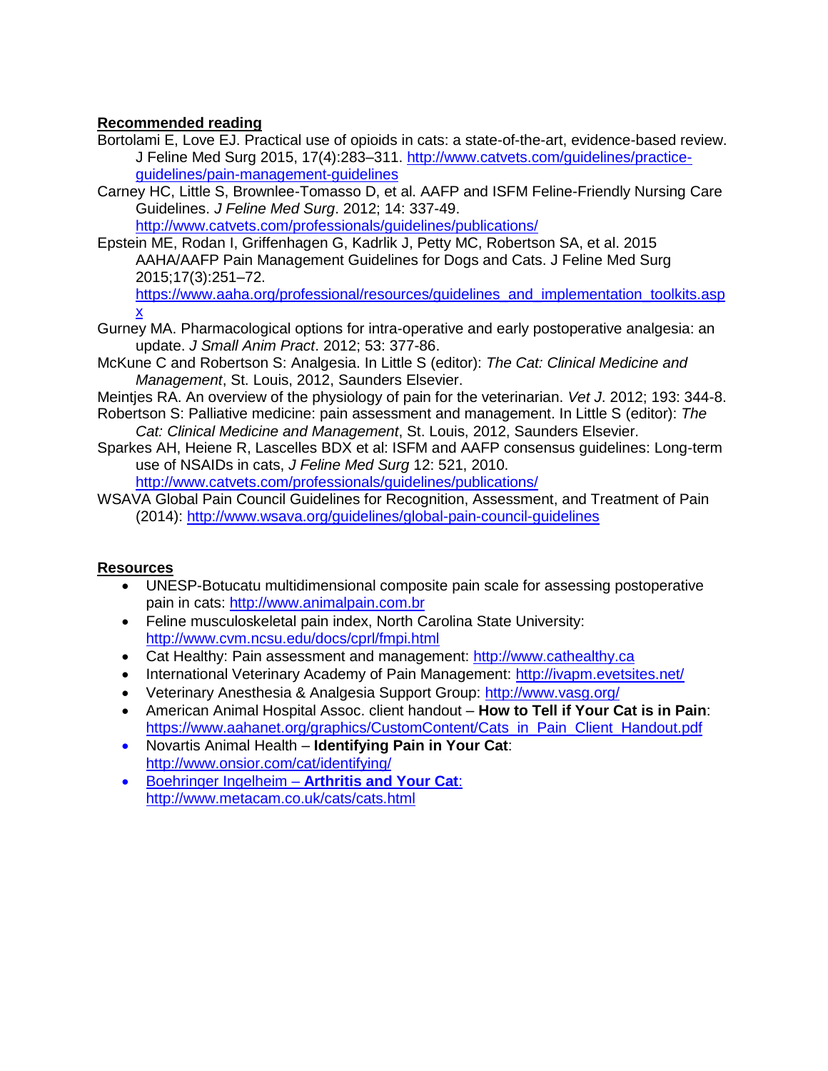**Recommended reading**

Bortolami E, Love EJ. Practical use of opioids in cats: a state-of-the-art, evidence-based review. J Feline Med Surg 2015, 17(4):283–311. http://www.catvets.com/guidelines/practice-guidelines/pain-management-guidelines

Carney HC, Little S, Brownlee-Tomasso D, et al. AAFP and ISFM Feline-Friendly Nursing Care Guidelines. *J Feline Med Surg*. 2012; 14: 337-49. http://www.catvets.com/professionals/guidelines/publications/

Epstein ME, Rodan I, Griffenhagen G, Kadrlik J, Petty MC, Robertson SA, et al. 2015 AAHA/AAFP Pain Management Guidelines for Dogs and Cats. J Feline Med Surg 2015;17(3):251–72. https://www.aaha.org/professional/resources/guidelines_and_implementation_toolkits.aspx

Gurney MA. Pharmacological options for intra-operative and early postoperative analgesia: an update. *J Small Anim Pract*. 2012; 53: 377-86.

McKune C and Robertson S: Analgesia. In Little S (editor): *The Cat: Clinical Medicine and Management*, St. Louis, 2012, Saunders Elsevier.

Meintjes RA. An overview of the physiology of pain for the veterinarian. *Vet J*. 2012; 193: 344-8.

Robertson S: Palliative medicine: pain assessment and management. In Little S (editor): *The Cat: Clinical Medicine and Management*, St. Louis, 2012, Saunders Elsevier.

Sparkes AH, Heiene R, Lascelles BDX et al: ISFM and AAFP consensus guidelines: Long-term use of NSAIDs in cats, *J Feline Med Surg* 12: 521, 2010. http://www.catvets.com/professionals/guidelines/publications/

WSAVA Global Pain Council Guidelines for Recognition, Assessment, and Treatment of Pain (2014): http://www.wsava.org/guidelines/global-pain-council-guidelines

**Resources**

- UNESP-Botucatu multidimensional composite pain scale for assessing postoperative pain in cats: http://www.animalpain.com.br
- Feline musculoskeletal pain index, North Carolina State University: http://www.cvm.ncsu.edu/docs/cprl/fmpi.html
- Cat Healthy: Pain assessment and management: http://www.cathealthy.ca
- International Veterinary Academy of Pain Management: http://ivapm.evetsites.net/
- Veterinary Anesthesia & Analgesia Support Group: http://www.vasg.org/
- American Animal Hospital Assoc. client handout – **How to Tell if Your Cat is in Pain**: https://www.aahanet.org/graphics/CustomContent/Cats_in_Pain_Client_Handout.pdf
- Novartis Animal Health – **Identifying Pain in Your Cat**: http://www.onsior.com/cat/identifying/
- Boehringer Ingelheim – **Arthritis and Your Cat**: http://www.metacam.co.uk/cats/cats.html